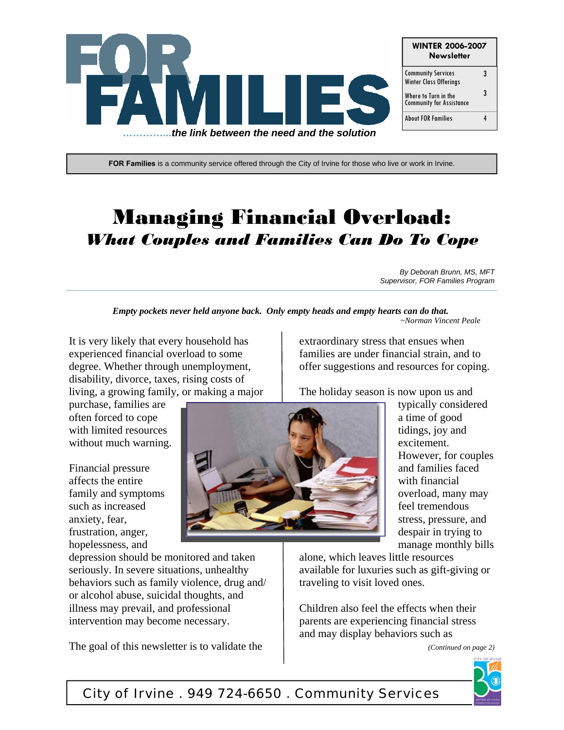# FOR FAMILIES

*...............the link between the need and the solution*

| WINTER 2006-2007 Newsletter | |
|---|---|
| Community Services Winter Class Offerings | 3 |
| Where to Turn in the Community for Assistance | 3 |
| About FOR Families | 4 |

**FOR Families** is a community service offered through the City of Irvine for those who live or work in Irvine.

# Managing Financial Overload:
## *What Couples and Families Can Do To Cope*

*By Deborah Brunn, MS, MFT*
*Supervisor, FOR Families Program*

***Empty pockets never held anyone back. Only empty heads and empty hearts can do that.***
*~Norman Vincent Peale*

It is very likely that every household has experienced financial overload to some degree. Whether through unemployment, disability, divorce, taxes, rising costs of living, a growing family, or making a major purchase, families are often forced to cope with limited resources without much warning.

Financial pressure affects the entire family and symptoms such as increased anxiety, fear, frustration, anger, hopelessness, and depression should be monitored and taken seriously. In severe situations, unhealthy behaviors such as family violence, drug and/ or alcohol abuse, suicidal thoughts, and illness may prevail, and professional intervention may become necessary.

The goal of this newsletter is to validate the extraordinary stress that ensues when families are under financial strain, and to offer suggestions and resources for coping.

The holiday season is now upon us and typically considered a time of good tidings, joy and excitement. However, for couples and families faced with financial overload, many may feel tremendous stress, pressure, and despair in trying to manage monthly bills alone, which leaves little resources available for luxuries such as gift-giving or traveling to visit loved ones.

Children also feel the effects when their parents are experiencing financial stress and may display behaviors such as

*(Continued on page 2)*

City of Irvine . 949 724-6650 . Community Services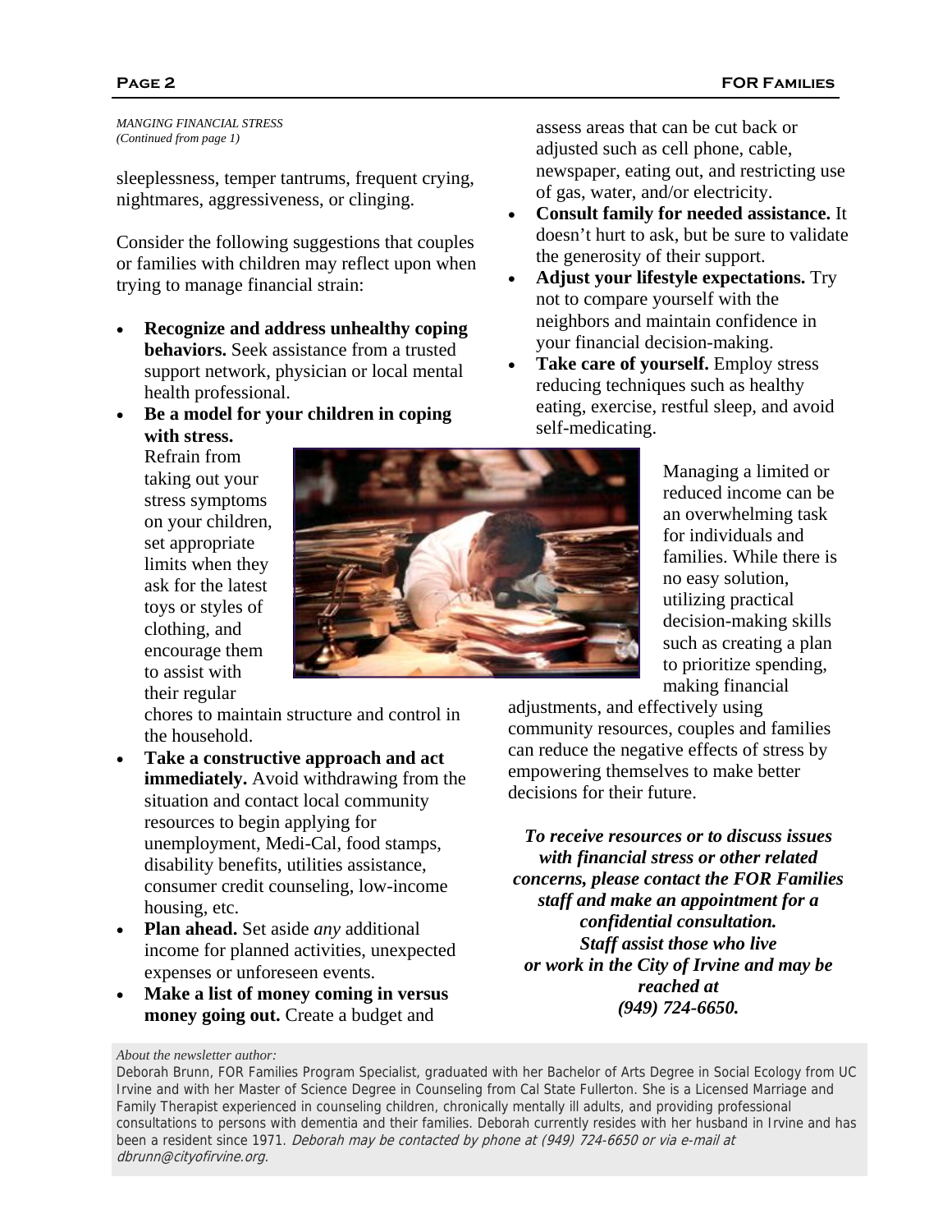*MANGING FINANCIAL STRESS*
*(Continued from page 1)*

sleeplessness, temper tantrums, frequent crying, nightmares, aggressiveness, or clinging.

Consider the following suggestions that couples or families with children may reflect upon when trying to manage financial strain:

- **Recognize and address unhealthy coping behaviors.** Seek assistance from a trusted support network, physician or local mental health professional.
- **Be a model for your children in coping with stress.** Refrain from taking out your stress symptoms on your children, set appropriate limits when they ask for the latest toys or styles of clothing, and encourage them to assist with their regular chores to maintain structure and control in the household.
- **Take a constructive approach and act immediately.** Avoid withdrawing from the situation and contact local community resources to begin applying for unemployment, Medi-Cal, food stamps, disability benefits, utilities assistance, consumer credit counseling, low-income housing, etc.
- **Plan ahead.** Set aside *any* additional income for planned activities, unexpected expenses or unforeseen events.
- **Make a list of money coming in versus money going out.** Create a budget and assess areas that can be cut back or adjusted such as cell phone, cable, newspaper, eating out, and restricting use of gas, water, and/or electricity.
- **Consult family for needed assistance.** It doesn't hurt to ask, but be sure to validate the generosity of their support.
- **Adjust your lifestyle expectations.** Try not to compare yourself with the neighbors and maintain confidence in your financial decision-making.
- **Take care of yourself.** Employ stress reducing techniques such as healthy eating, exercise, restful sleep, and avoid self-medicating.

Managing a limited or reduced income can be an overwhelming task for individuals and families. While there is no easy solution, utilizing practical decision-making skills such as creating a plan to prioritize spending, making financial adjustments, and effectively using community resources, couples and families can reduce the negative effects of stress by empowering themselves to make better decisions for their future.

***To receive resources or to discuss issues with financial stress or other related concerns, please contact the FOR Families staff and make an appointment for a confidential consultation. Staff assist those who live or work in the City of Irvine and may be reached at (949) 724-6650.***

*About the newsletter author:*

Deborah Brunn, FOR Families Program Specialist, graduated with her Bachelor of Arts Degree in Social Ecology from UC Irvine and with her Master of Science Degree in Counseling from Cal State Fullerton. She is a Licensed Marriage and Family Therapist experienced in counseling children, chronically mentally ill adults, and providing professional consultations to persons with dementia and their families. Deborah currently resides with her husband in Irvine and has been a resident since 1971. *Deborah may be contacted by phone at (949) 724-6650 or via e-mail at dbrunn@cityofirvine.org.*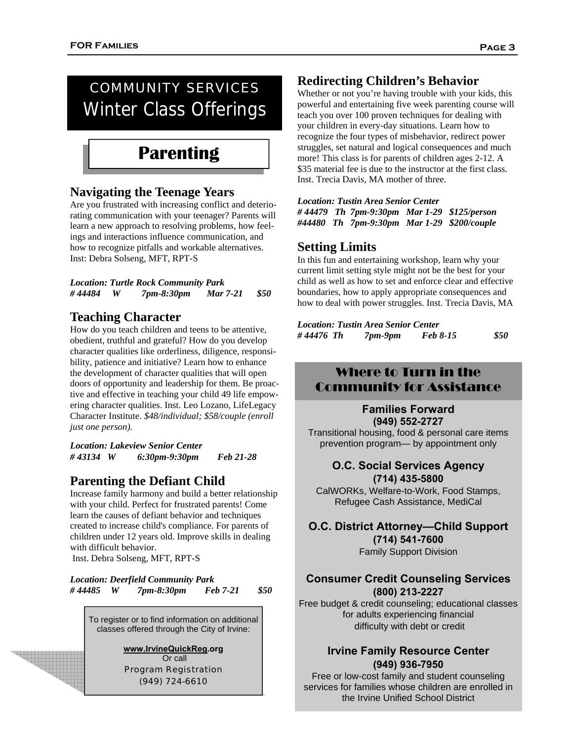# COMMUNITY SERVICES Winter Class Offerings

## Parenting

### Navigating the Teenage Years

Are you frustrated with increasing conflict and deteriorating communication with your teenager? Parents will learn a new approach to resolving problems, how feelings and interactions influence communication, and how to recognize pitfalls and workable alternatives. Inst: Debra Solseng, MFT, RPT-S

***Location: Turtle Rock Community Park***
***# 44484 W 7pm-8:30pm Mar 7-21 $50***

### Teaching Character

How do you teach children and teens to be attentive, obedient, truthful and grateful? How do you develop character qualities like orderliness, diligence, responsibility, patience and initiative? Learn how to enhance the development of character qualities that will open doors of opportunity and leadership for them. Be proactive and effective in teaching your child 49 life empowering character qualities. Inst. Leo Lozano, LifeLegacy Character Institute. *$48/individual; $58/couple (enroll just one person).*

***Location: Lakeview Senior Center***
***# 43134 W 6:30pm-9:30pm Feb 21-28***

### Parenting the Defiant Child

Increase family harmony and build a better relationship with your child. Perfect for frustrated parents! Come learn the causes of defiant behavior and techniques created to increase child's compliance. For parents of children under 12 years old. Improve skills in dealing with difficult behavior.
Inst. Debra Solseng, MFT, RPT-S

***Location: Deerfield Community Park***
***# 44485 W 7pm-8:30pm Feb 7-21 $50***

To register or to find information on additional classes offered through the City of Irvine:

**www.IrvineQuickReg.org**
Or call
Program Registration
(949) 724-6610

### Redirecting Children's Behavior

Whether or not you're having trouble with your kids, this powerful and entertaining five week parenting course will teach you over 100 proven techniques for dealing with your children in every-day situations. Learn how to recognize the four types of misbehavior, redirect power struggles, set natural and logical consequences and much more! This class is for parents of children ages 2-12. A $35 material fee is due to the instructor at the first class. Inst. Trecia Davis, MA mother of three.

***Location: Tustin Area Senior Center***
***# 44479 Th 7pm-9:30pm Mar 1-29 $125/person***
***#44480 Th 7pm-9:30pm Mar 1-29 $200/couple***

### Setting Limits

In this fun and entertaining workshop, learn why your current limit setting style might not be the best for your child as well as how to set and enforce clear and effective boundaries, how to apply appropriate consequences and how to deal with power struggles. Inst. Trecia Davis, MA

***Location: Tustin Area Senior Center***
***# 44476 Th 7pm-9pm Feb 8-15 $50***

## Where to Turn in the Community for Assistance

**Families Forward**
**(949) 552-2727**
Transitional housing, food & personal care items prevention program— by appointment only

**O.C. Social Services Agency**
**(714) 435-5800**
CalWORKs, Welfare-to-Work, Food Stamps, Refugee Cash Assistance, MediCal

**O.C. District Attorney—Child Support**
**(714) 541-7600**
Family Support Division

**Consumer Credit Counseling Services**
**(800) 213-2227**
Free budget & credit counseling; educational classes for adults experiencing financial difficulty with debt or credit

**Irvine Family Resource Center**
**(949) 936-7950**
Free or low-cost family and student counseling services for families whose children are enrolled in the Irvine Unified School District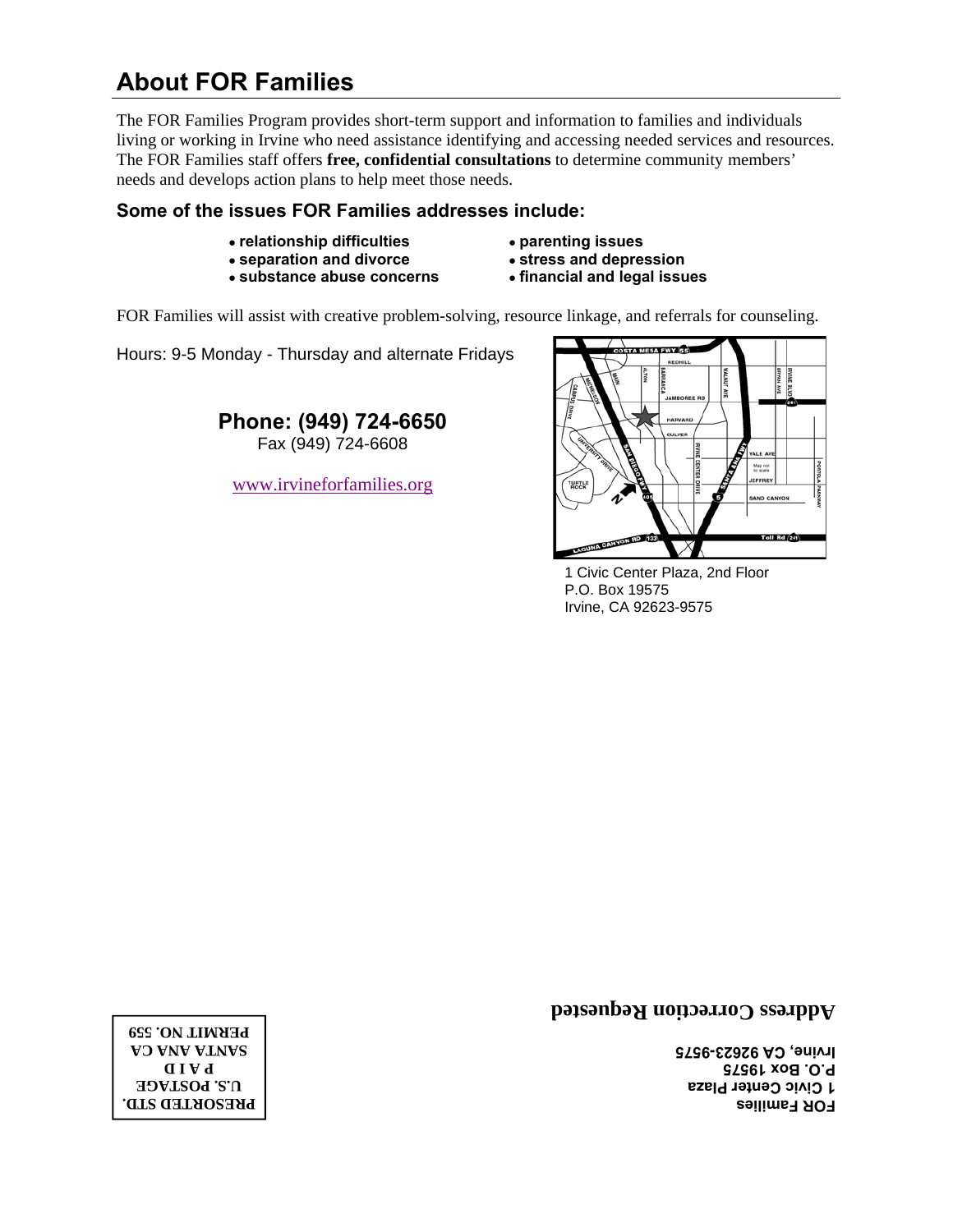# About FOR Families

The FOR Families Program provides short-term support and information to families and individuals living or working in Irvine who need assistance identifying and accessing needed services and resources. The FOR Families staff offers **free, confidential consultations** to determine community members' needs and develops action plans to help meet those needs.

## Some of the issues FOR Families addresses include:

- **relationship difficulties**
- **separation and divorce**
- **substance abuse concerns**
- **parenting issues**
- **stress and depression**
- **financial and legal issues**

FOR Families will assist with creative problem-solving, resource linkage, and referrals for counseling.

Hours: 9-5 Monday - Thursday and alternate Fridays

**Phone: (949) 724-6650**
Fax (949) 724-6608

www.irvineforfamilies.org

COSTA MESA FWY 55
REDHILL
MAIN
ALTON
BARRANCA
MICHELSON
CAMPUS Drive
WALNUT AVE
BRYAN AVE
IRVINE BLVD
JAMBOREE RD
261
HARVARD
CULVER
UNIVERSITY DRIVE
SAN DIEGO FWY
IRVINE CENTER DRIVE
SANTA ANA FWY
YALE AVE
Map not to scale
JEFFREY
PORTOLA PARKWAY
TURTLE ROCK
N
405
5
SAND CANYON
LAGUNA CANYON RD 133
Toll Rd 241

1 Civic Center Plaza, 2nd Floor
P.O. Box 19575
Irvine, CA 92623-9575

**Address Correction Requested**

**FOR Families**
**1 Civic Center Plaza**
**P.O. Box 19575**
**Irvine, CA 92623-9575**

**PRESORTED STD.**
**U.S. POSTAGE**
**P A I D**
**SANTA ANA CA**
**PERMIT NO. 559**